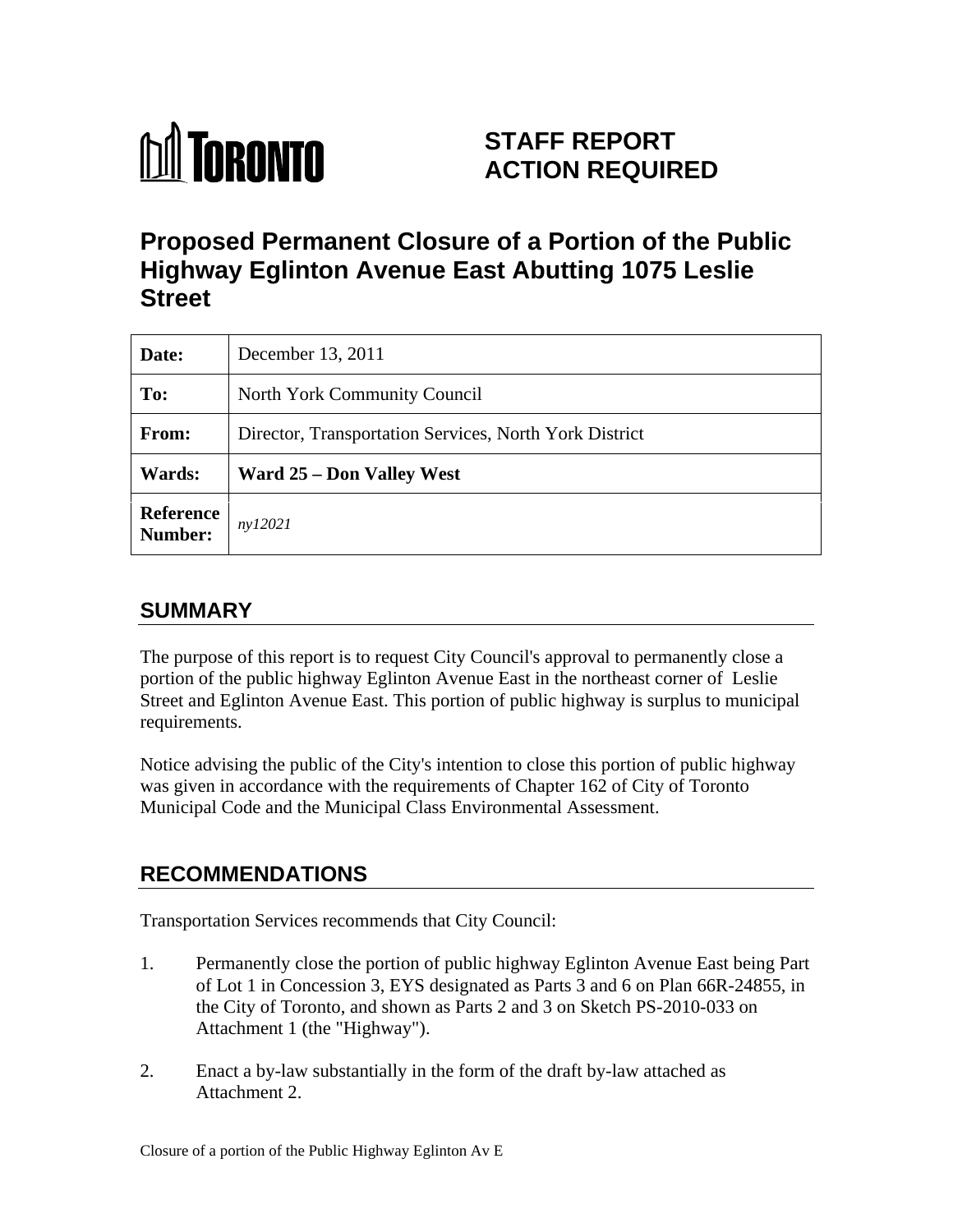# STAFF REPORT ACTION REQUIRED

## Proposed Permanent Closure of a Portion of the Public Highway Eglinton Avenue East Abutting 1075 Leslie Street

| | |
|---|---|
| **Date:** | December 13, 2011 |
| **To:** | North York Community Council |
| **From:** | Director, Transportation Services, North York District |
| **Wards:** | **Ward 25 – Don Valley West** |
| **Reference Number:** | *ny12021* |

## SUMMARY

The purpose of this report is to request City Council's approval to permanently close a portion of the public highway Eglinton Avenue East in the northeast corner of Leslie Street and Eglinton Avenue East. This portion of public highway is surplus to municipal requirements.

Notice advising the public of the City's intention to close this portion of public highway was given in accordance with the requirements of Chapter 162 of City of Toronto Municipal Code and the Municipal Class Environmental Assessment.

## RECOMMENDATIONS

Transportation Services recommends that City Council:

1. Permanently close the portion of public highway Eglinton Avenue East being Part of Lot 1 in Concession 3, EYS designated as Parts 3 and 6 on Plan 66R-24855, in the City of Toronto, and shown as Parts 2 and 3 on Sketch PS-2010-033 on Attachment 1 (the "Highway").

2. Enact a by-law substantially in the form of the draft by-law attached as Attachment 2.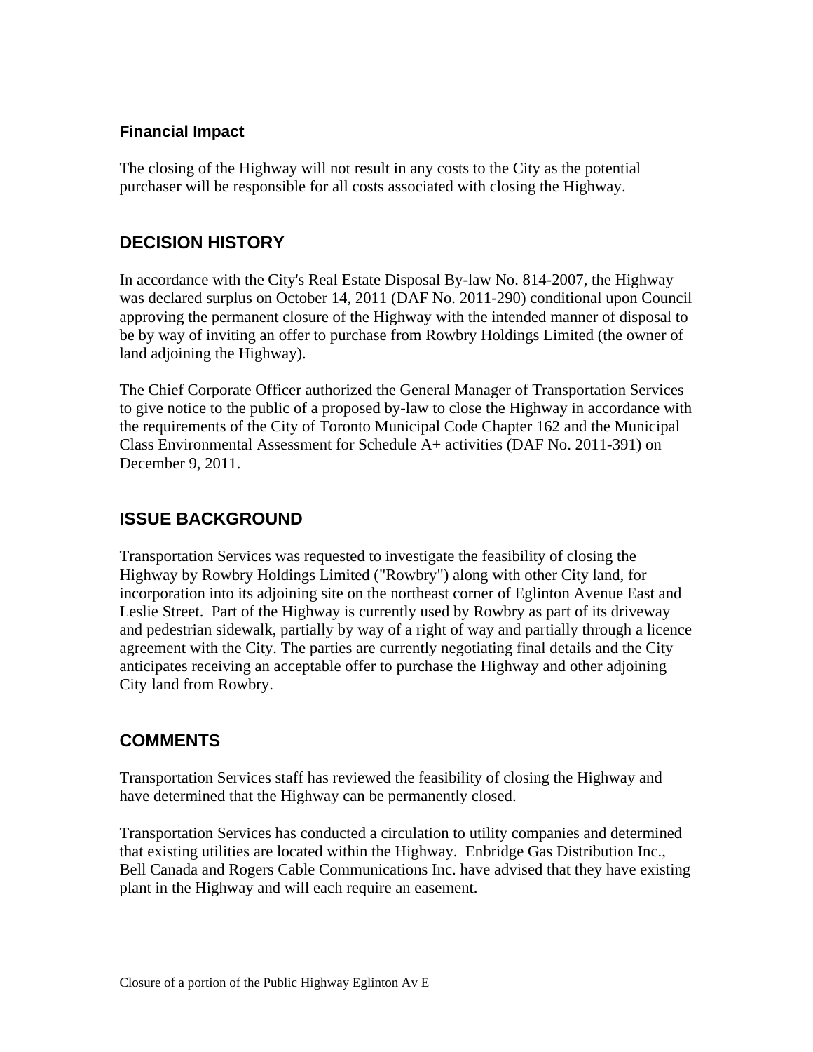### Financial Impact

The closing of the Highway will not result in any costs to the City as the potential purchaser will be responsible for all costs associated with closing the Highway.

## DECISION HISTORY

In accordance with the City's Real Estate Disposal By-law No. 814-2007, the Highway was declared surplus on October 14, 2011 (DAF No. 2011-290) conditional upon Council approving the permanent closure of the Highway with the intended manner of disposal to be by way of inviting an offer to purchase from Rowbry Holdings Limited (the owner of land adjoining the Highway).

The Chief Corporate Officer authorized the General Manager of Transportation Services to give notice to the public of a proposed by-law to close the Highway in accordance with the requirements of the City of Toronto Municipal Code Chapter 162 and the Municipal Class Environmental Assessment for Schedule A+ activities (DAF No. 2011-391) on December 9, 2011.

## ISSUE BACKGROUND

Transportation Services was requested to investigate the feasibility of closing the Highway by Rowbry Holdings Limited ("Rowbry") along with other City land, for incorporation into its adjoining site on the northeast corner of Eglinton Avenue East and Leslie Street. Part of the Highway is currently used by Rowbry as part of its driveway and pedestrian sidewalk, partially by way of a right of way and partially through a licence agreement with the City. The parties are currently negotiating final details and the City anticipates receiving an acceptable offer to purchase the Highway and other adjoining City land from Rowbry.

## COMMENTS

Transportation Services staff has reviewed the feasibility of closing the Highway and have determined that the Highway can be permanently closed.

Transportation Services has conducted a circulation to utility companies and determined that existing utilities are located within the Highway. Enbridge Gas Distribution Inc., Bell Canada and Rogers Cable Communications Inc. have advised that they have existing plant in the Highway and will each require an easement.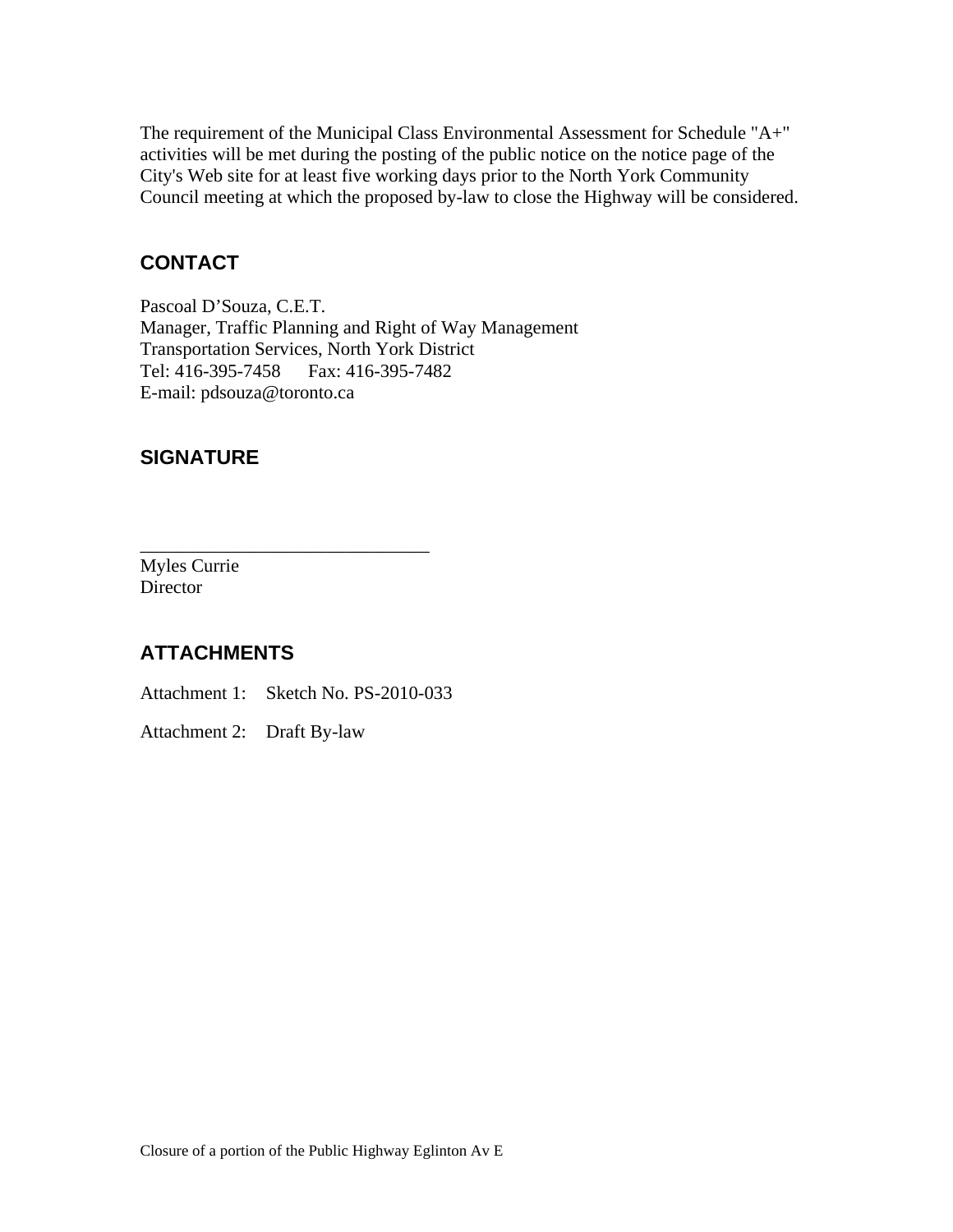The requirement of the Municipal Class Environmental Assessment for Schedule "A+" activities will be met during the posting of the public notice on the notice page of the City's Web site for at least five working days prior to the North York Community Council meeting at which the proposed by-law to close the Highway will be considered.

## CONTACT

Pascoal D'Souza, C.E.T.
Manager, Traffic Planning and Right of Way Management
Transportation Services, North York District
Tel: 416-395-7458 Fax: 416-395-7482
E-mail: pdsouza@toronto.ca

## SIGNATURE

_______________________________
Myles Currie
Director

## ATTACHMENTS

Attachment 1: Sketch No. PS-2010-033

Attachment 2: Draft By-law